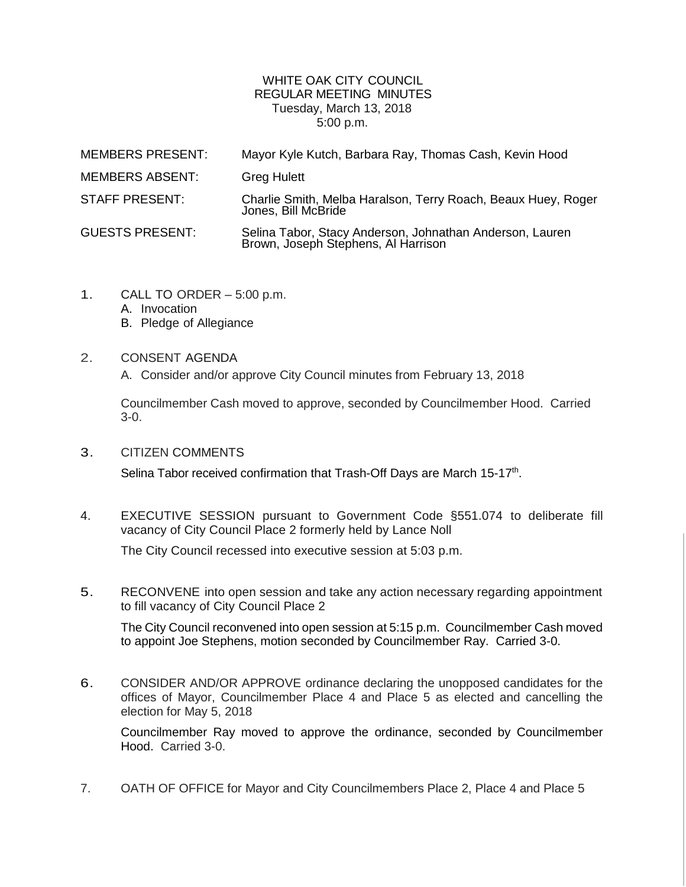# WHITE OAK CITY COUNCIL
## REGULAR MEETING MINUTES
Tuesday, March 13, 2018
5:00 p.m.

| | |
|---|---|
| MEMBERS PRESENT: | Mayor Kyle Kutch, Barbara Ray, Thomas Cash, Kevin Hood |
| MEMBERS ABSENT: | Greg Hulett |
| STAFF PRESENT: | Charlie Smith, Melba Haralson, Terry Roach, Beaux Huey, Roger Jones, Bill McBride |
| GUESTS PRESENT: | Selina Tabor, Stacy Anderson, Johnathan Anderson, Lauren Brown, Joseph Stephens, Al Harrison |

1. CALL TO ORDER – 5:00 p.m.
   A. Invocation
   B. Pledge of Allegiance

2. CONSENT AGENDA
   A. Consider and/or approve City Council minutes from February 13, 2018

   Councilmember Cash moved to approve, seconded by Councilmember Hood. Carried 3-0.

3. CITIZEN COMMENTS

   Selina Tabor received confirmation that Trash-Off Days are March 15-17th.

4. EXECUTIVE SESSION pursuant to Government Code §551.074 to deliberate fill vacancy of City Council Place 2 formerly held by Lance Noll

   The City Council recessed into executive session at 5:03 p.m.

5. RECONVENE into open session and take any action necessary regarding appointment to fill vacancy of City Council Place 2

   The City Council reconvened into open session at 5:15 p.m. Councilmember Cash moved to appoint Joe Stephens, motion seconded by Councilmember Ray. Carried 3-0.

6. CONSIDER AND/OR APPROVE ordinance declaring the unopposed candidates for the offices of Mayor, Councilmember Place 4 and Place 5 as elected and cancelling the election for May 5, 2018

   Councilmember Ray moved to approve the ordinance, seconded by Councilmember Hood. Carried 3-0.

7. OATH OF OFFICE for Mayor and City Councilmembers Place 2, Place 4 and Place 5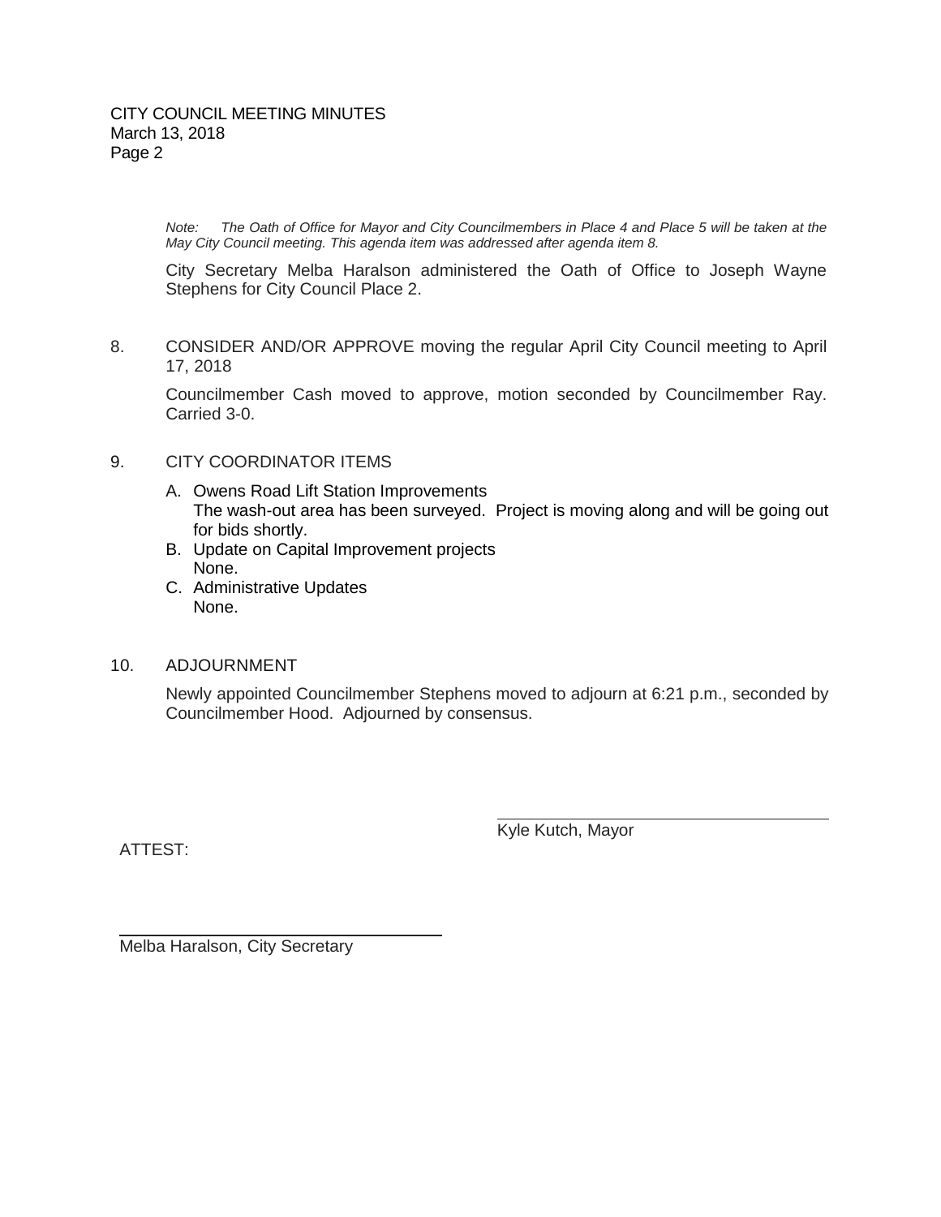*Note: The Oath of Office for Mayor and City Councilmembers in Place 4 and Place 5 will be taken at the May City Council meeting. This agenda item was addressed after agenda item 8.*

City Secretary Melba Haralson administered the Oath of Office to Joseph Wayne Stephens for City Council Place 2.

8. CONSIDER AND/OR APPROVE moving the regular April City Council meeting to April 17, 2018

   Councilmember Cash moved to approve, motion seconded by Councilmember Ray. Carried 3-0.

9. CITY COORDINATOR ITEMS

   A. Owens Road Lift Station Improvements
      The wash-out area has been surveyed. Project is moving along and will be going out for bids shortly.
   B. Update on Capital Improvement projects
      None.
   C. Administrative Updates
      None.

10. ADJOURNMENT

    Newly appointed Councilmember Stephens moved to adjourn at 6:21 p.m., seconded by Councilmember Hood. Adjourned by consensus.

Kyle Kutch, Mayor

ATTEST:

Melba Haralson, City Secretary